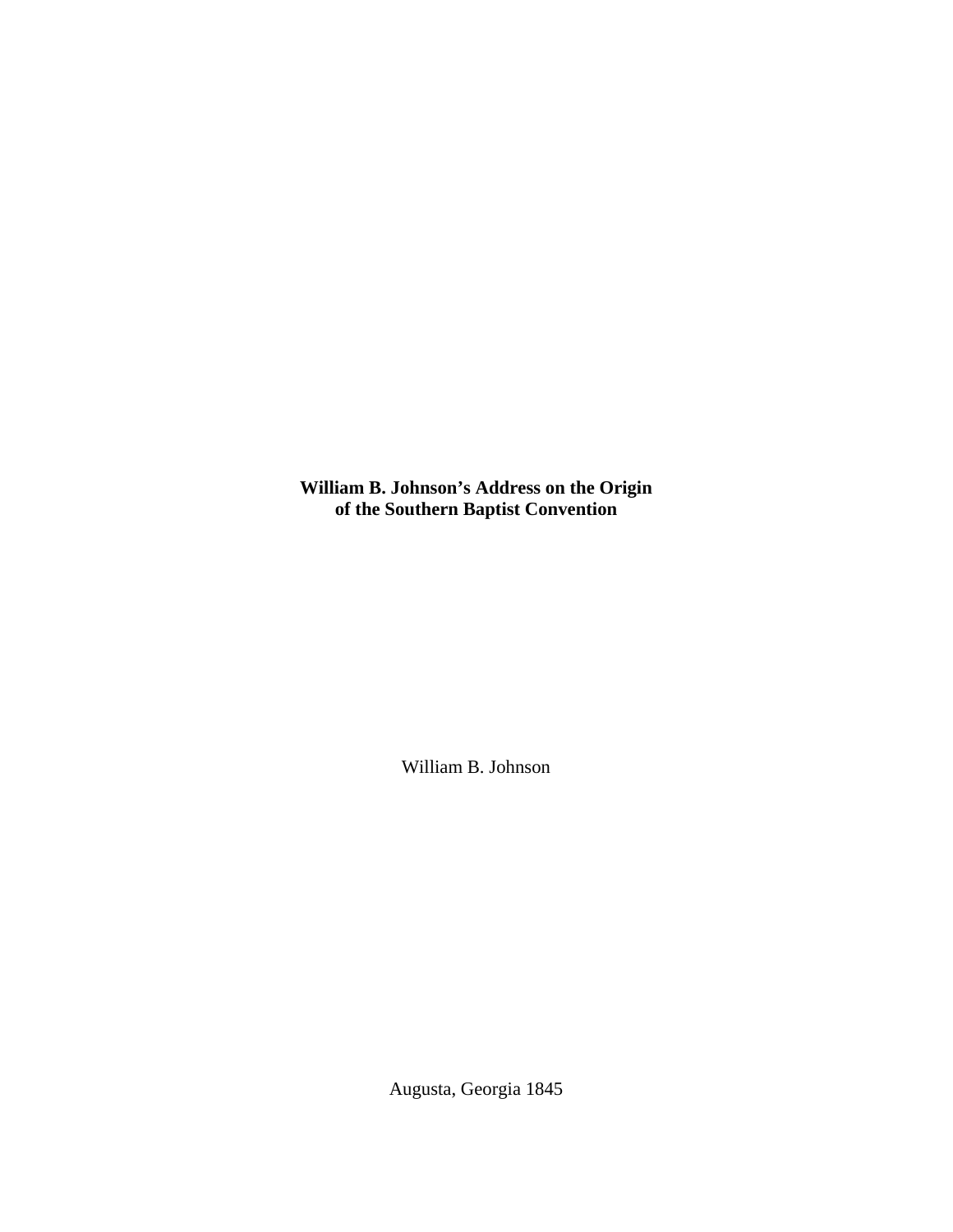# William B. Johnson's Address on the Origin of the Southern Baptist Convention

William B. Johnson

Augusta, Georgia 1845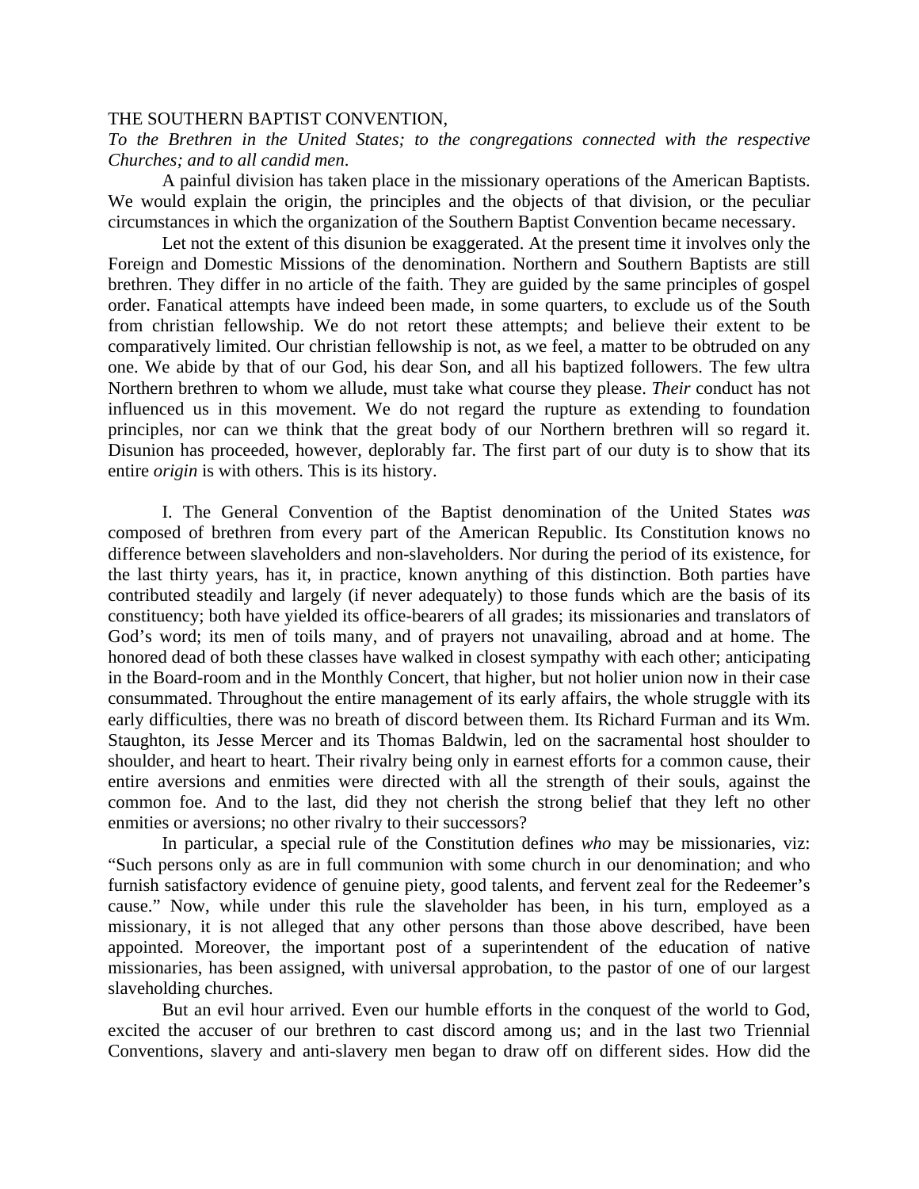THE SOUTHERN BAPTIST CONVENTION,

*To the Brethren in the United States; to the congregations connected with the respective Churches; and to all candid men*.

A painful division has taken place in the missionary operations of the American Baptists. We would explain the origin, the principles and the objects of that division, or the peculiar circumstances in which the organization of the Southern Baptist Convention became necessary.

Let not the extent of this disunion be exaggerated. At the present time it involves only the Foreign and Domestic Missions of the denomination. Northern and Southern Baptists are still brethren. They differ in no article of the faith. They are guided by the same principles of gospel order. Fanatical attempts have indeed been made, in some quarters, to exclude us of the South from christian fellowship. We do not retort these attempts; and believe their extent to be comparatively limited. Our christian fellowship is not, as we feel, a matter to be obtruded on any one. We abide by that of our God, his dear Son, and all his baptized followers. The few ultra Northern brethren to whom we allude, must take what course they please. *Their* conduct has not influenced us in this movement. We do not regard the rupture as extending to foundation principles, nor can we think that the great body of our Northern brethren will so regard it. Disunion has proceeded, however, deplorably far. The first part of our duty is to show that its entire *origin* is with others. This is its history.

I. The General Convention of the Baptist denomination of the United States *was* composed of brethren from every part of the American Republic. Its Constitution knows no difference between slaveholders and non-slaveholders. Nor during the period of its existence, for the last thirty years, has it, in practice, known anything of this distinction. Both parties have contributed steadily and largely (if never adequately) to those funds which are the basis of its constituency; both have yielded its office-bearers of all grades; its missionaries and translators of God's word; its men of toils many, and of prayers not unavailing, abroad and at home. The honored dead of both these classes have walked in closest sympathy with each other; anticipating in the Board-room and in the Monthly Concert, that higher, but not holier union now in their case consummated. Throughout the entire management of its early affairs, the whole struggle with its early difficulties, there was no breath of discord between them. Its Richard Furman and its Wm. Staughton, its Jesse Mercer and its Thomas Baldwin, led on the sacramental host shoulder to shoulder, and heart to heart. Their rivalry being only in earnest efforts for a common cause, their entire aversions and enmities were directed with all the strength of their souls, against the common foe. And to the last, did they not cherish the strong belief that they left no other enmities or aversions; no other rivalry to their successors?

In particular, a special rule of the Constitution defines *who* may be missionaries, viz: "Such persons only as are in full communion with some church in our denomination; and who furnish satisfactory evidence of genuine piety, good talents, and fervent zeal for the Redeemer's cause." Now, while under this rule the slaveholder has been, in his turn, employed as a missionary, it is not alleged that any other persons than those above described, have been appointed. Moreover, the important post of a superintendent of the education of native missionaries, has been assigned, with universal approbation, to the pastor of one of our largest slaveholding churches.

But an evil hour arrived. Even our humble efforts in the conquest of the world to God, excited the accuser of our brethren to cast discord among us; and in the last two Triennial Conventions, slavery and anti-slavery men began to draw off on different sides. How did the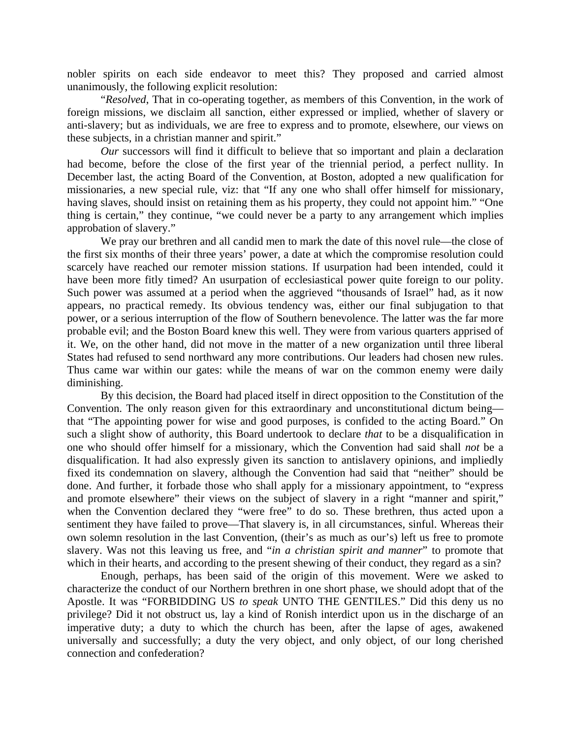nobler spirits on each side endeavor to meet this? They proposed and carried almost unanimously, the following explicit resolution:

"*Resolved*, That in co-operating together, as members of this Convention, in the work of foreign missions, we disclaim all sanction, either expressed or implied, whether of slavery or anti-slavery; but as individuals, we are free to express and to promote, elsewhere, our views on these subjects, in a christian manner and spirit."

*Our* successors will find it difficult to believe that so important and plain a declaration had become, before the close of the first year of the triennial period, a perfect nullity. In December last, the acting Board of the Convention, at Boston, adopted a new qualification for missionaries, a new special rule, viz: that "If any one who shall offer himself for missionary, having slaves, should insist on retaining them as his property, they could not appoint him." "One thing is certain," they continue, "we could never be a party to any arrangement which implies approbation of slavery."

We pray our brethren and all candid men to mark the date of this novel rule—the close of the first six months of their three years' power, a date at which the compromise resolution could scarcely have reached our remoter mission stations. If usurpation had been intended, could it have been more fitly timed? An usurpation of ecclesiastical power quite foreign to our polity. Such power was assumed at a period when the aggrieved "thousands of Israel" had, as it now appears, no practical remedy. Its obvious tendency was, either our final subjugation to that power, or a serious interruption of the flow of Southern benevolence. The latter was the far more probable evil; and the Boston Board knew this well. They were from various quarters apprised of it. We, on the other hand, did not move in the matter of a new organization until three liberal States had refused to send northward any more contributions. Our leaders had chosen new rules. Thus came war within our gates: while the means of war on the common enemy were daily diminishing.

By this decision, the Board had placed itself in direct opposition to the Constitution of the Convention. The only reason given for this extraordinary and unconstitutional dictum being—that "The appointing power for wise and good purposes, is confided to the acting Board." On such a slight show of authority, this Board undertook to declare *that* to be a disqualification in one who should offer himself for a missionary, which the Convention had said shall *not* be a disqualification. It had also expressly given its sanction to antislavery opinions, and impliedly fixed its condemnation on slavery, although the Convention had said that "neither" should be done. And further, it forbade those who shall apply for a missionary appointment, to "express and promote elsewhere" their views on the subject of slavery in a right "manner and spirit," when the Convention declared they "were free" to do so. These brethren, thus acted upon a sentiment they have failed to prove—That slavery is, in all circumstances, sinful. Whereas their own solemn resolution in the last Convention, (their's as much as our's) left us free to promote slavery. Was not this leaving us free, and "*in a christian spirit and manner*" to promote that which in their hearts, and according to the present shewing of their conduct, they regard as a sin?

Enough, perhaps, has been said of the origin of this movement. Were we asked to characterize the conduct of our Northern brethren in one short phase, we should adopt that of the Apostle. It was "FORBIDDING US *to speak* UNTO THE GENTILES." Did this deny us no privilege? Did it not obstruct us, lay a kind of Ronish interdict upon us in the discharge of an imperative duty; a duty to which the church has been, after the lapse of ages, awakened universally and successfully; a duty the very object, and only object, of our long cherished connection and confederation?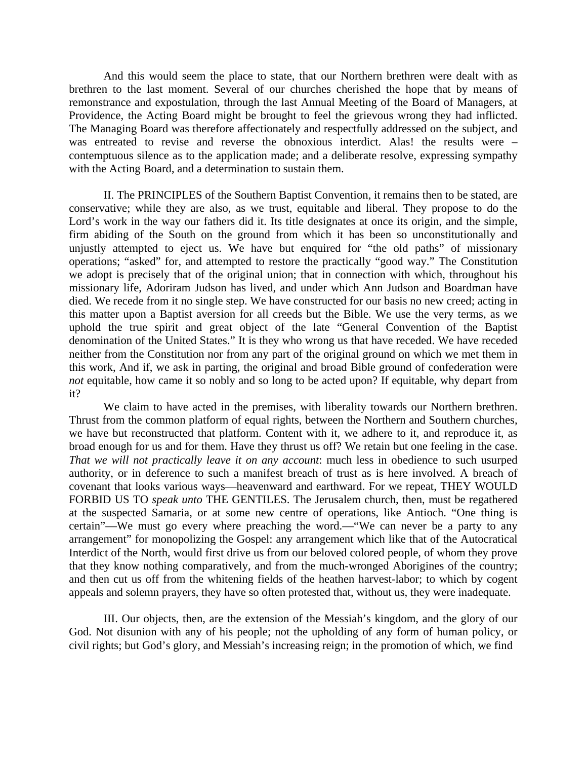And this would seem the place to state, that our Northern brethren were dealt with as brethren to the last moment. Several of our churches cherished the hope that by means of remonstrance and expostulation, through the last Annual Meeting of the Board of Managers, at Providence, the Acting Board might be brought to feel the grievous wrong they had inflicted. The Managing Board was therefore affectionately and respectfully addressed on the subject, and was entreated to revise and reverse the obnoxious interdict. Alas! the results were – contemptuous silence as to the application made; and a deliberate resolve, expressing sympathy with the Acting Board, and a determination to sustain them.

II. The PRINCIPLES of the Southern Baptist Convention, it remains then to be stated, are conservative; while they are also, as we trust, equitable and liberal. They propose to do the Lord's work in the way our fathers did it. Its title designates at once its origin, and the simple, firm abiding of the South on the ground from which it has been so unconstitutionally and unjustly attempted to eject us. We have but enquired for "the old paths" of missionary operations; "asked" for, and attempted to restore the practically "good way." The Constitution we adopt is precisely that of the original union; that in connection with which, throughout his missionary life, Adoriram Judson has lived, and under which Ann Judson and Boardman have died. We recede from it no single step. We have constructed for our basis no new creed; acting in this matter upon a Baptist aversion for all creeds but the Bible. We use the very terms, as we uphold the true spirit and great object of the late "General Convention of the Baptist denomination of the United States." It is they who wrong us that have receded. We have receded neither from the Constitution nor from any part of the original ground on which we met them in this work, And if, we ask in parting, the original and broad Bible ground of confederation were *not* equitable, how came it so nobly and so long to be acted upon? If equitable, why depart from it?

We claim to have acted in the premises, with liberality towards our Northern brethren. Thrust from the common platform of equal rights, between the Northern and Southern churches, we have but reconstructed that platform. Content with it, we adhere to it, and reproduce it, as broad enough for us and for them. Have they thrust us off? We retain but one feeling in the case. *That we will not practically leave it on any account*: much less in obedience to such usurped authority, or in deference to such a manifest breach of trust as is here involved. A breach of covenant that looks various ways—heavenward and earthward. For we repeat, THEY WOULD FORBID US TO *speak unto* THE GENTILES. The Jerusalem church, then, must be regathered at the suspected Samaria, or at some new centre of operations, like Antioch. "One thing is certain"—We must go every where preaching the word.—"We can never be a party to any arrangement" for monopolizing the Gospel: any arrangement which like that of the Autocratical Interdict of the North, would first drive us from our beloved colored people, of whom they prove that they know nothing comparatively, and from the much-wronged Aborigines of the country; and then cut us off from the whitening fields of the heathen harvest-labor; to which by cogent appeals and solemn prayers, they have so often protested that, without us, they were inadequate.

III. Our objects, then, are the extension of the Messiah's kingdom, and the glory of our God. Not disunion with any of his people; not the upholding of any form of human policy, or civil rights; but God's glory, and Messiah's increasing reign; in the promotion of which, we find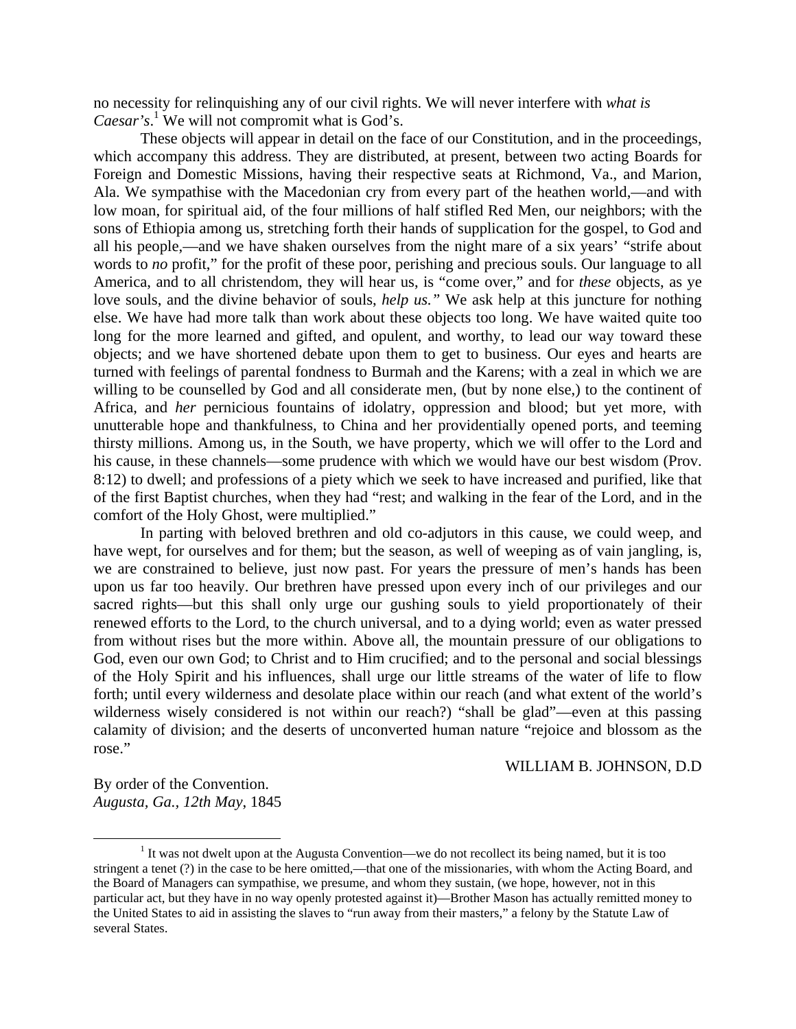no necessity for relinquishing any of our civil rights. We will never interfere with *what is Caesar's*.[1] We will not compromit what is God's.

These objects will appear in detail on the face of our Constitution, and in the proceedings, which accompany this address. They are distributed, at present, between two acting Boards for Foreign and Domestic Missions, having their respective seats at Richmond, Va., and Marion, Ala. We sympathise with the Macedonian cry from every part of the heathen world,—and with low moan, for spiritual aid, of the four millions of half stifled Red Men, our neighbors; with the sons of Ethiopia among us, stretching forth their hands of supplication for the gospel, to God and all his people,—and we have shaken ourselves from the night mare of a six years' "strife about words to *no* profit," for the profit of these poor, perishing and precious souls. Our language to all America, and to all christendom, they will hear us, is "come over," and for *these* objects, as ye love souls, and the divine behavior of souls, *help us."* We ask help at this juncture for nothing else. We have had more talk than work about these objects too long. We have waited quite too long for the more learned and gifted, and opulent, and worthy, to lead our way toward these objects; and we have shortened debate upon them to get to business. Our eyes and hearts are turned with feelings of parental fondness to Burmah and the Karens; with a zeal in which we are willing to be counselled by God and all considerate men, (but by none else,) to the continent of Africa, and *her* pernicious fountains of idolatry, oppression and blood; but yet more, with unutterable hope and thankfulness, to China and her providentially opened ports, and teeming thirsty millions. Among us, in the South, we have property, which we will offer to the Lord and his cause, in these channels—some prudence with which we would have our best wisdom (Prov. 8:12) to dwell; and professions of a piety which we seek to have increased and purified, like that of the first Baptist churches, when they had "rest; and walking in the fear of the Lord, and in the comfort of the Holy Ghost, were multiplied."

In parting with beloved brethren and old co-adjutors in this cause, we could weep, and have wept, for ourselves and for them; but the season, as well of weeping as of vain jangling, is, we are constrained to believe, just now past. For years the pressure of men's hands has been upon us far too heavily. Our brethren have pressed upon every inch of our privileges and our sacred rights—but this shall only urge our gushing souls to yield proportionately of their renewed efforts to the Lord, to the church universal, and to a dying world; even as water pressed from without rises but the more within. Above all, the mountain pressure of our obligations to God, even our own God; to Christ and to Him crucified; and to the personal and social blessings of the Holy Spirit and his influences, shall urge our little streams of the water of life to flow forth; until every wilderness and desolate place within our reach (and what extent of the world's wilderness wisely considered is not within our reach?) "shall be glad"—even at this passing calamity of division; and the deserts of unconverted human nature "rejoice and blossom as the rose."

WILLIAM B. JOHNSON, D.D

By order of the Convention.
*Augusta, Ga., 12th May*, 1845

[1] It was not dwelt upon at the Augusta Convention—we do not recollect its being named, but it is too stringent a tenet (?) in the case to be here omitted,—that one of the missionaries, with whom the Acting Board, and the Board of Managers can sympathise, we presume, and whom they sustain, (we hope, however, not in this particular act, but they have in no way openly protested against it)—Brother Mason has actually remitted money to the United States to aid in assisting the slaves to "run away from their masters," a felony by the Statute Law of several States.